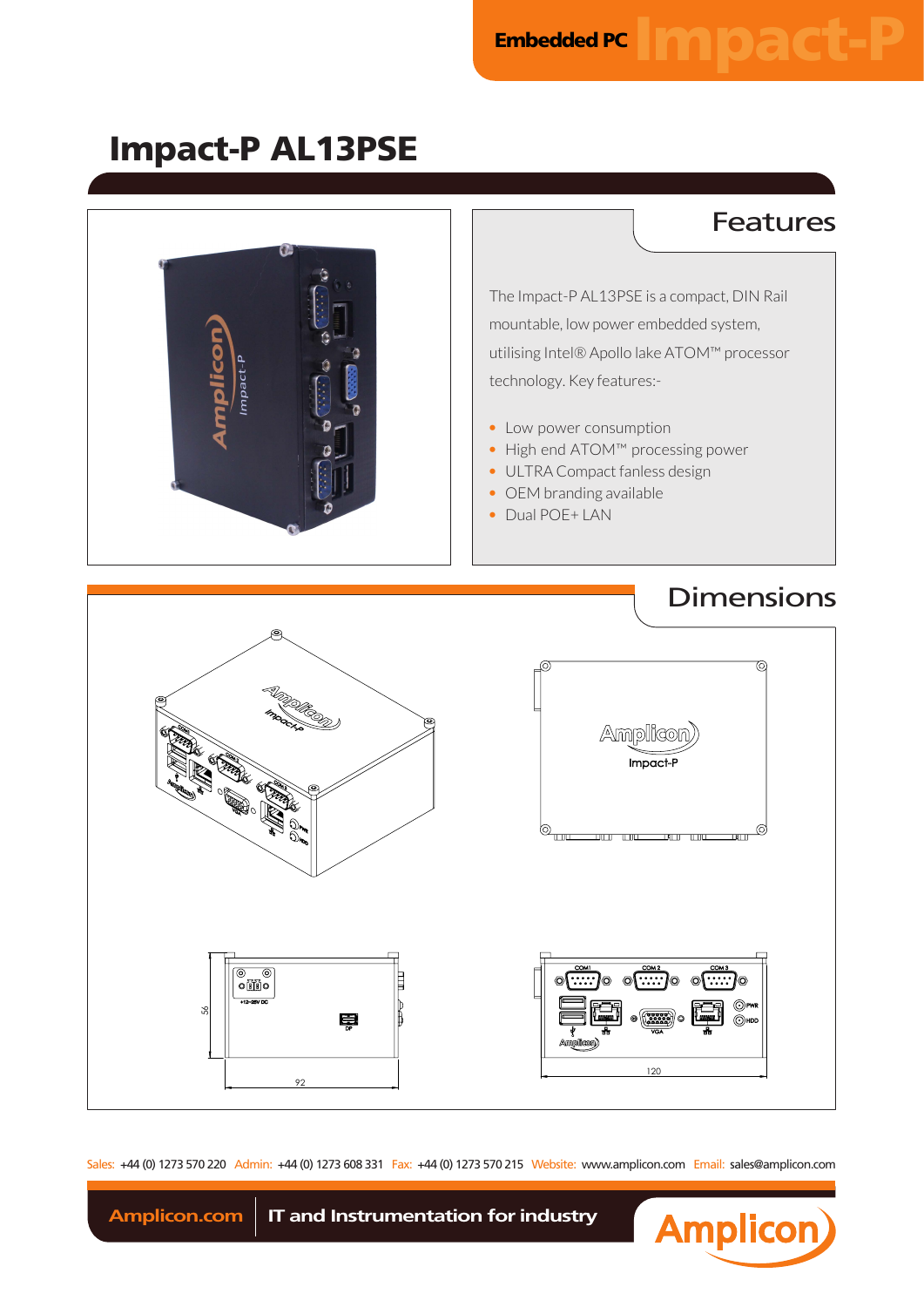Embedded PC **Impact-P**

# Impact-P AL13PSE

## Features

The Impact-P AL13PSE is a compact, DIN Rail mountable, low power embedded system, utilising Intel® Apollo lake ATOM™ processor technology. Key features:-

- Low power consumption
- High end ATOM™ processing power
- ULTRA Compact fanless design
- OEM branding available
- Dual POE+ LAN

## Dimensions

Sales: +44 (0) 1273 570 220 Admin: +44 (0) 1273 608 331 Fax: +44 (0) 1273 570 215 Website: www.amplicon.com Email: sales@amplicon.com

**Amplicon.com** | **IT and Instrumentation for industry**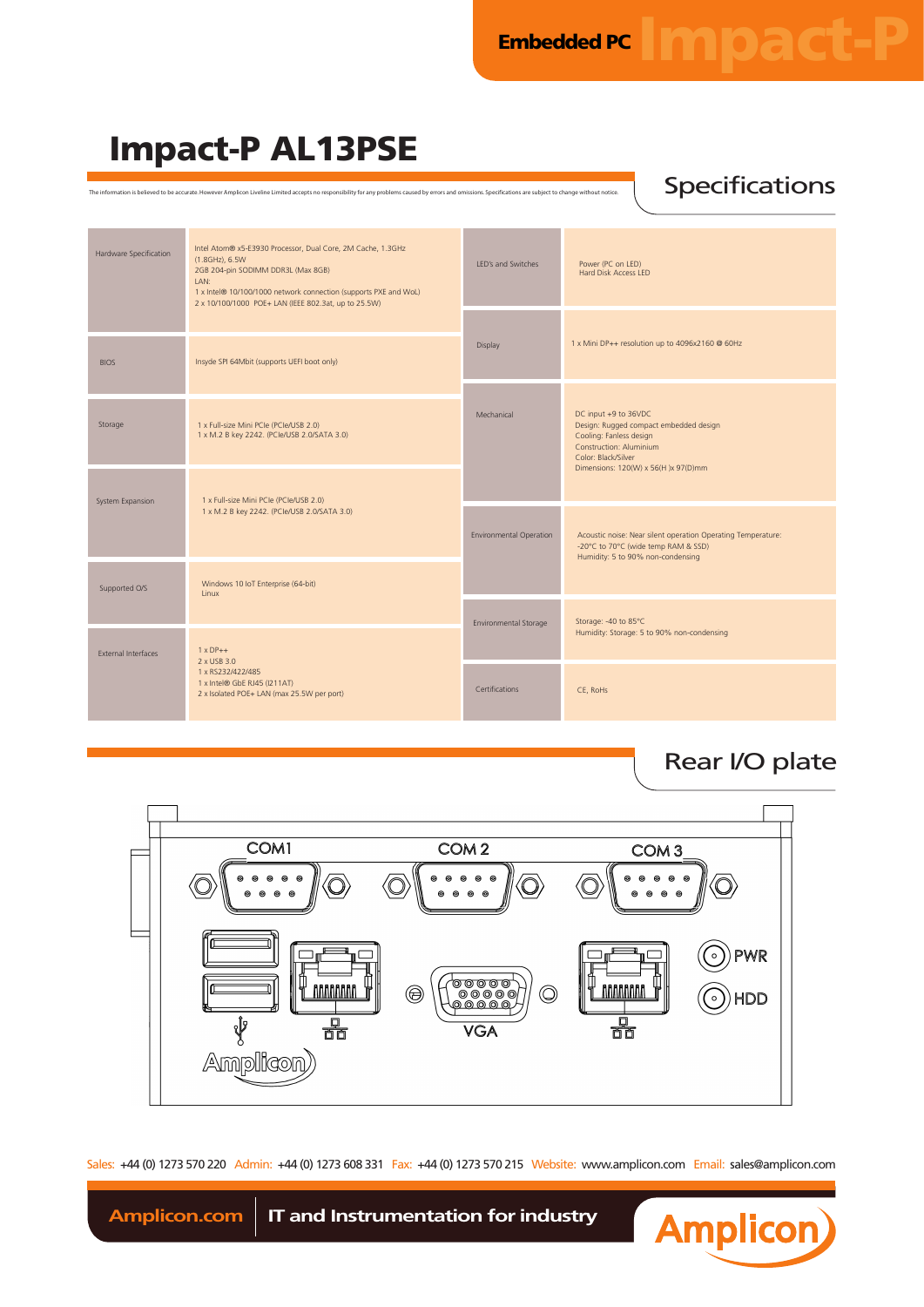Embedded PC **Impact-P**

# Impact-P AL13PSE

The information is believed to be accurate. However Amplicon Liveline Limited accepts no responsibility for any problems caused by errors and omissions. Specifications are subject to change without notice.

## Specifications

| | | | |
|---|---|---|---|
| Hardware Specification | Intel Atom® x5-E3930 Processor, Dual Core, 2M Cache, 1.3GHz (1.8GHz), 6.5W<br>2GB 204-pin SODIMM DDR3L (Max 8GB)<br>LAN:<br>1 x Intel® 10/100/1000 network connection (supports PXE and WoL)<br>2 x 10/100/1000 POE+ LAN (IEEE 802.3at, up to 25.5W) | LED's and Switches | Power (PC on LED)<br>Hard Disk Access LED |
| BIOS | Insyde SPI 64Mbit (supports UEFI boot only) | Display | 1 x Mini DP++ resolution up to 4096x2160 @ 60Hz |
| Storage | 1 x Full-size Mini PCIe (PCIe/USB 2.0)<br>1 x M.2 B key 2242. (PCIe/USB 2.0/SATA 3.0) | Mechanical | DC input +9 to 36VDC<br>Design: Rugged compact embedded design<br>Cooling: Fanless design<br>Construction: Aluminium<br>Color: Black/Silver<br>Dimensions: 120(W) x 56(H )x 97(D)mm |
| System Expansion | 1 x Full-size Mini PCIe (PCIe/USB 2.0)<br>1 x M.2 B key 2242. (PCIe/USB 2.0/SATA 3.0) | Environmental Operation | Acoustic noise: Near silent operation Operating Temperature: -20°C to 70°C (wide temp RAM & SSD)<br>Humidity: 5 to 90% non-condensing |
| Supported O/S | Windows 10 IoT Enterprise (64-bit)<br>Linux | Environmental Storage | Storage: -40 to 85°C<br>Humidity: Storage: 5 to 90% non-condensing |
| External Interfaces | 1 x DP++<br>2 x USB 3.0<br>1 x RS232/422/485<br>1 x Intel® GbE RJ45 (I211AT)<br>2 x Isolated POE+ LAN (max 25.5W per port) | Certifications | CE, RoHs |

## Rear I/O plate

COM1
COM 2
COM 3
PWR
HDD
VGA
Amplicon

Sales: +44 (0) 1273 570 220 Admin: +44 (0) 1273 608 331 Fax: +44 (0) 1273 570 215 Website: www.amplicon.com Email: sales@amplicon.com

Amplicon.com | IT and Instrumentation for industry

Amplicon